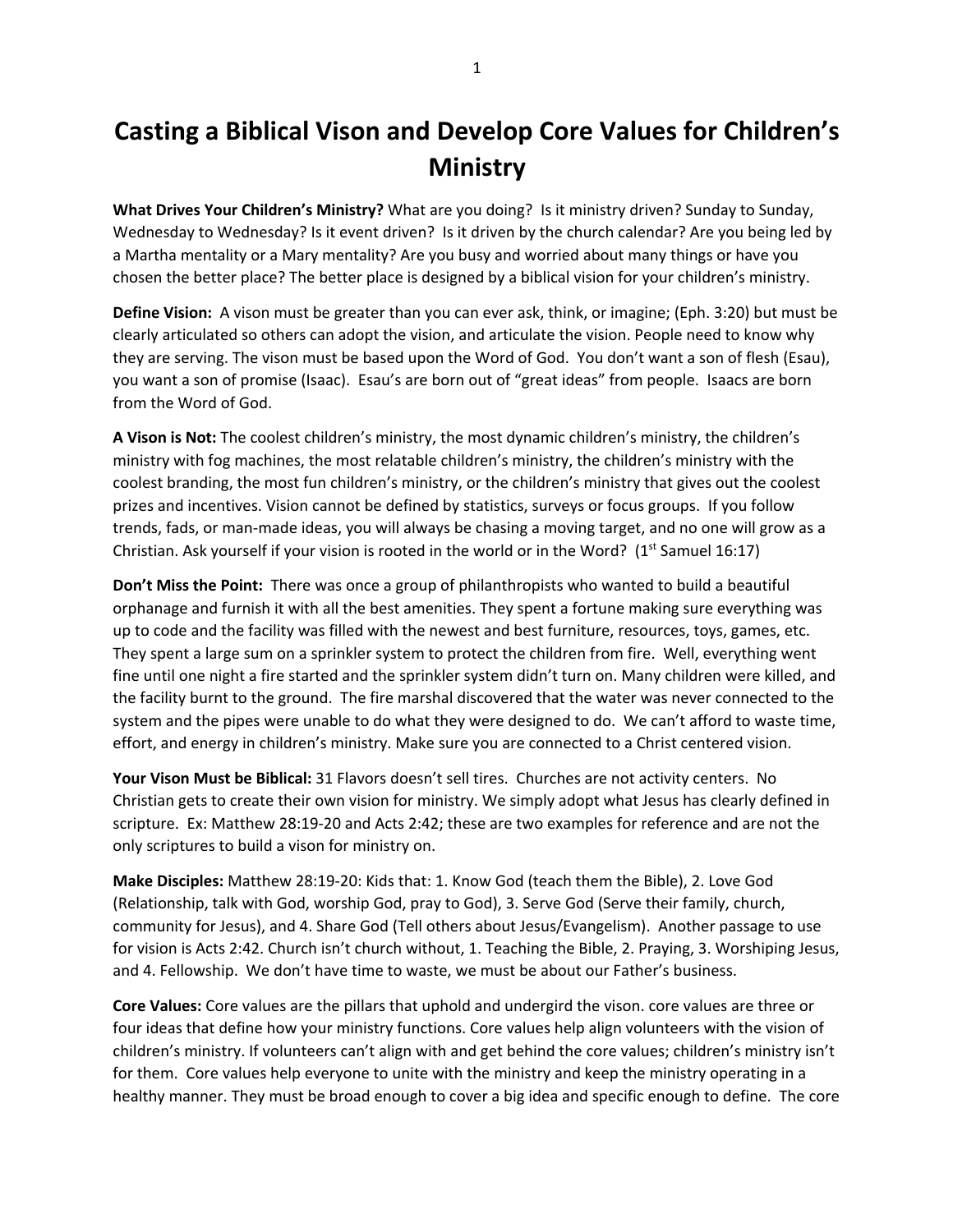# Casting a Biblical Vison and Develop Core Values for Children's Ministry

**What Drives Your Children's Ministry?** What are you doing? Is it ministry driven? Sunday to Sunday, Wednesday to Wednesday? Is it event driven? Is it driven by the church calendar? Are you being led by a Martha mentality or a Mary mentality? Are you busy and worried about many things or have you chosen the better place? The better place is designed by a biblical vision for your children's ministry.

**Define Vision:** A vison must be greater than you can ever ask, think, or imagine; (Eph. 3:20) but must be clearly articulated so others can adopt the vision, and articulate the vision. People need to know why they are serving. The vison must be based upon the Word of God. You don't want a son of flesh (Esau), you want a son of promise (Isaac). Esau's are born out of "great ideas" from people. Isaacs are born from the Word of God.

**A Vison is Not:** The coolest children's ministry, the most dynamic children's ministry, the children's ministry with fog machines, the most relatable children's ministry, the children's ministry with the coolest branding, the most fun children's ministry, or the children's ministry that gives out the coolest prizes and incentives. Vision cannot be defined by statistics, surveys or focus groups. If you follow trends, fads, or man-made ideas, you will always be chasing a moving target, and no one will grow as a Christian. Ask yourself if your vision is rooted in the world or in the Word? (1st Samuel 16:17)

**Don't Miss the Point:** There was once a group of philanthropists who wanted to build a beautiful orphanage and furnish it with all the best amenities. They spent a fortune making sure everything was up to code and the facility was filled with the newest and best furniture, resources, toys, games, etc. They spent a large sum on a sprinkler system to protect the children from fire. Well, everything went fine until one night a fire started and the sprinkler system didn't turn on. Many children were killed, and the facility burnt to the ground. The fire marshal discovered that the water was never connected to the system and the pipes were unable to do what they were designed to do. We can't afford to waste time, effort, and energy in children's ministry. Make sure you are connected to a Christ centered vision.

**Your Vison Must be Biblical:** 31 Flavors doesn't sell tires. Churches are not activity centers. No Christian gets to create their own vision for ministry. We simply adopt what Jesus has clearly defined in scripture. Ex: Matthew 28:19-20 and Acts 2:42; these are two examples for reference and are not the only scriptures to build a vison for ministry on.

**Make Disciples:** Matthew 28:19-20: Kids that: 1. Know God (teach them the Bible), 2. Love God (Relationship, talk with God, worship God, pray to God), 3. Serve God (Serve their family, church, community for Jesus), and 4. Share God (Tell others about Jesus/Evangelism). Another passage to use for vision is Acts 2:42. Church isn't church without, 1. Teaching the Bible, 2. Praying, 3. Worshiping Jesus, and 4. Fellowship. We don't have time to waste, we must be about our Father's business.

**Core Values:** Core values are the pillars that uphold and undergird the vison. core values are three or four ideas that define how your ministry functions. Core values help align volunteers with the vision of children's ministry. If volunteers can't align with and get behind the core values; children's ministry isn't for them. Core values help everyone to unite with the ministry and keep the ministry operating in a healthy manner. They must be broad enough to cover a big idea and specific enough to define. The core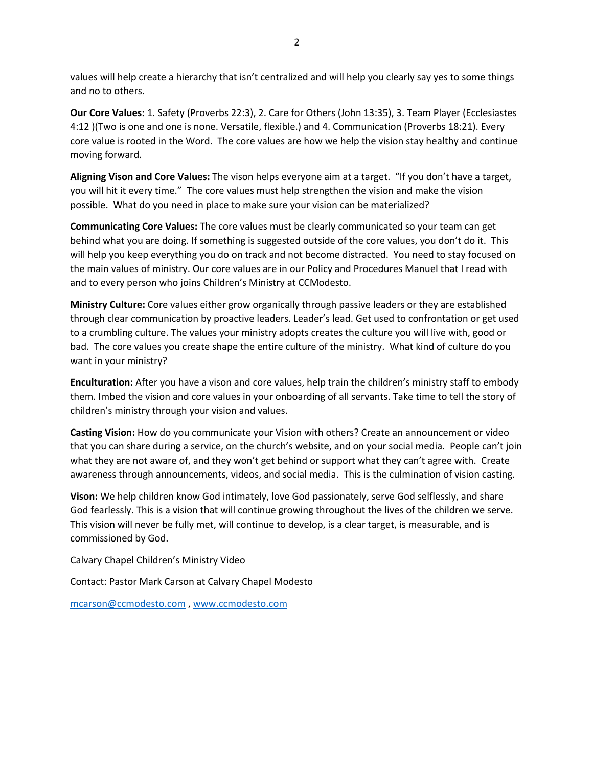values will help create a hierarchy that isn't centralized and will help you clearly say yes to some things and no to others.

**Our Core Values:** 1. Safety (Proverbs 22:3), 2. Care for Others (John 13:35), 3. Team Player (Ecclesiastes 4:12 )(Two is one and one is none. Versatile, flexible.) and 4. Communication (Proverbs 18:21). Every core value is rooted in the Word. The core values are how we help the vision stay healthy and continue moving forward.

**Aligning Vison and Core Values:** The vison helps everyone aim at a target. "If you don't have a target, you will hit it every time." The core values must help strengthen the vision and make the vision possible. What do you need in place to make sure your vision can be materialized?

**Communicating Core Values:** The core values must be clearly communicated so your team can get behind what you are doing. If something is suggested outside of the core values, you don't do it. This will help you keep everything you do on track and not become distracted. You need to stay focused on the main values of ministry. Our core values are in our Policy and Procedures Manuel that I read with and to every person who joins Children's Ministry at CCModesto.

**Ministry Culture:** Core values either grow organically through passive leaders or they are established through clear communication by proactive leaders. Leader's lead. Get used to confrontation or get used to a crumbling culture. The values your ministry adopts creates the culture you will live with, good or bad. The core values you create shape the entire culture of the ministry. What kind of culture do you want in your ministry?

**Enculturation:** After you have a vison and core values, help train the children's ministry staff to embody them. Imbed the vision and core values in your onboarding of all servants. Take time to tell the story of children's ministry through your vision and values.

**Casting Vision:** How do you communicate your Vision with others? Create an announcement or video that you can share during a service, on the church's website, and on your social media. People can't join what they are not aware of, and they won't get behind or support what they can't agree with. Create awareness through announcements, videos, and social media. This is the culmination of vision casting.

**Vison:** We help children know God intimately, love God passionately, serve God selflessly, and share God fearlessly. This is a vision that will continue growing throughout the lives of the children we serve. This vision will never be fully met, will continue to develop, is a clear target, is measurable, and is commissioned by God.

Calvary Chapel Children's Ministry Video

Contact: Pastor Mark Carson at Calvary Chapel Modesto

mcarson@ccmodesto.com , www.ccmodesto.com